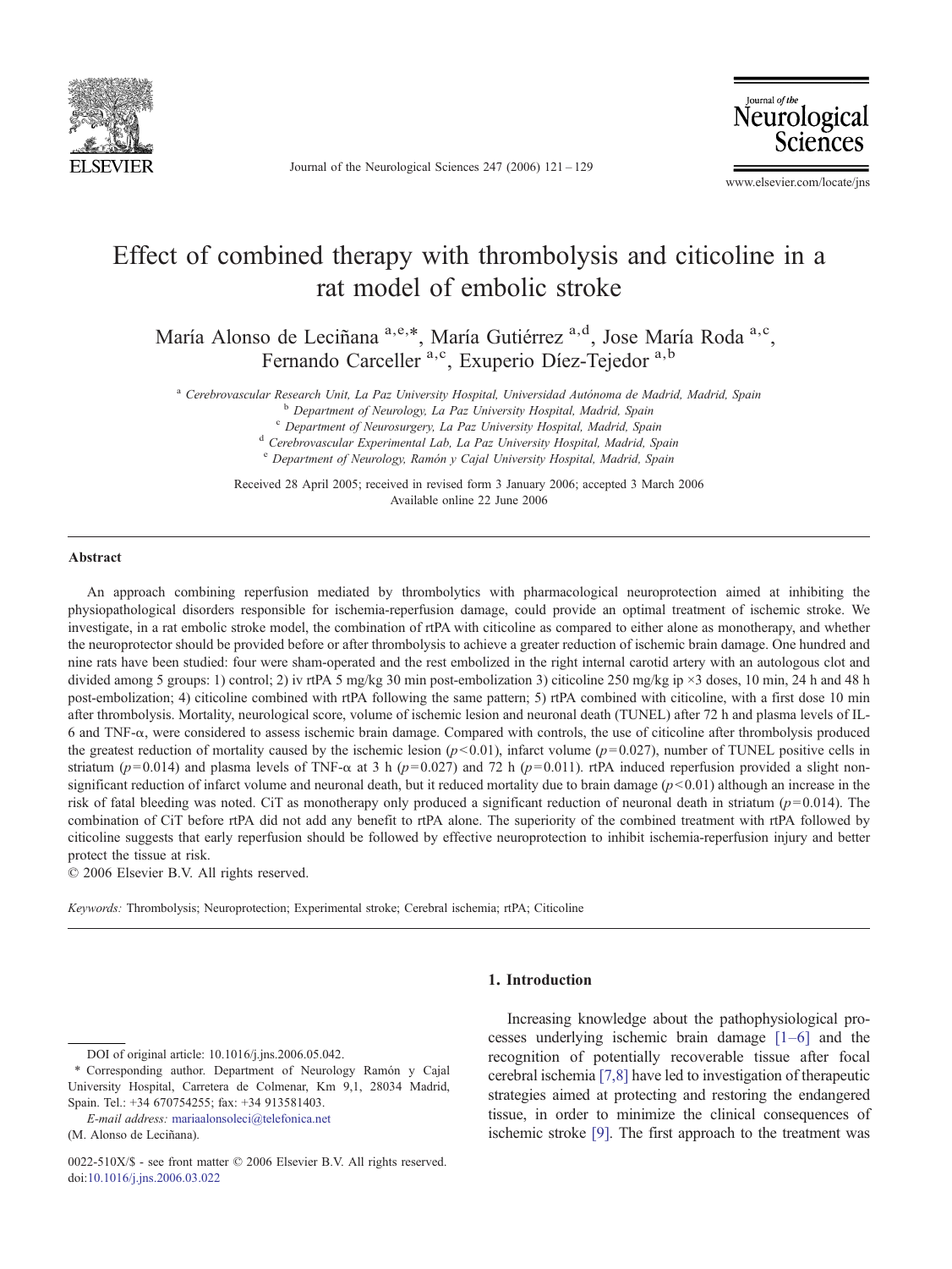# Effect of combined therapy with thrombolysis and citicoline in a rat model of embolic stroke

María Alonso de Leciñana [a,e,*], María Gutiérrez [a,d], Jose María Roda [a,c], Fernando Carceller [a,c], Exuperio Díez-Tejedor [a,b]

[a] *Cerebrovascular Research Unit, La Paz University Hospital, Universidad Autónoma de Madrid, Madrid, Spain*
[b] *Department of Neurology, La Paz University Hospital, Madrid, Spain*
[c] *Department of Neurosurgery, La Paz University Hospital, Madrid, Spain*
[d] *Cerebrovascular Experimental Lab, La Paz University Hospital, Madrid, Spain*
[e] *Department of Neurology, Ramón y Cajal University Hospital, Madrid, Spain*

Received 28 April 2005; received in revised form 3 January 2006; accepted 3 March 2006
Available online 22 June 2006

## Abstract

An approach combining reperfusion mediated by thrombolytics with pharmacological neuroprotection aimed at inhibiting the physiopathological disorders responsible for ischemia-reperfusion damage, could provide an optimal treatment of ischemic stroke. We investigate, in a rat embolic stroke model, the combination of rtPA with citicoline as compared to either alone as monotherapy, and whether the neuroprotector should be provided before or after thrombolysis to achieve a greater reduction of ischemic brain damage. One hundred and nine rats have been studied: four were sham-operated and the rest embolized in the right internal carotid artery with an autologous clot and divided among 5 groups: 1) control; 2) iv rtPA 5 mg/kg 30 min post-embolization 3) citicoline 250 mg/kg ip ×3 doses, 10 min, 24 h and 48 h post-embolization; 4) citicoline combined with rtPA following the same pattern; 5) rtPA combined with citicoline, with a first dose 10 min after thrombolysis. Mortality, neurological score, volume of ischemic lesion and neuronal death (TUNEL) after 72 h and plasma levels of IL-6 and TNF-α, were considered to assess ischemic brain damage. Compared with controls, the use of citicoline after thrombolysis produced the greatest reduction of mortality caused by the ischemic lesion ($p<0.01$), infarct volume ($p=0.027$), number of TUNEL positive cells in striatum ($p=0.014$) and plasma levels of TNF-α at 3 h ($p=0.027$) and 72 h ($p=0.011$). rtPA induced reperfusion provided a slight non-significant reduction of infarct volume and neuronal death, but it reduced mortality due to brain damage ($p<0.01$) although an increase in the risk of fatal bleeding was noted. CiT as monotherapy only produced a significant reduction of neuronal death in striatum ($p=0.014$). The combination of CiT before rtPA did not add any benefit to rtPA alone. The superiority of the combined treatment with rtPA followed by citicoline suggests that early reperfusion should be followed by effective neuroprotection to inhibit ischemia-reperfusion injury and better protect the tissue at risk.

© 2006 Elsevier B.V. All rights reserved.

*Keywords:* Thrombolysis; Neuroprotection; Experimental stroke; Cerebral ischemia; rtPA; Citicoline

## 1. Introduction

Increasing knowledge about the pathophysiological processes underlying ischemic brain damage [1–6] and the recognition of potentially recoverable tissue after focal cerebral ischemia [7,8] have led to investigation of therapeutic strategies aimed at protecting and restoring the endangered tissue, in order to minimize the clinical consequences of ischemic stroke [9]. The first approach to the treatment was

---

DOI of original article: 10.1016/j.jns.2006.05.042.

\* Corresponding author. Department of Neurology Ramón y Cajal University Hospital, Carretera de Colmenar, Km 9,1, 28034 Madrid, Spain. Tel.: +34 670754255; fax: +34 913581403.

*E-mail address:* mariaalonsoleci@telefonica.net (M. Alonso de Leciñana).

0022-510X/$ - see front matter © 2006 Elsevier B.V. All rights reserved.
doi:10.1016/j.jns.2006.03.022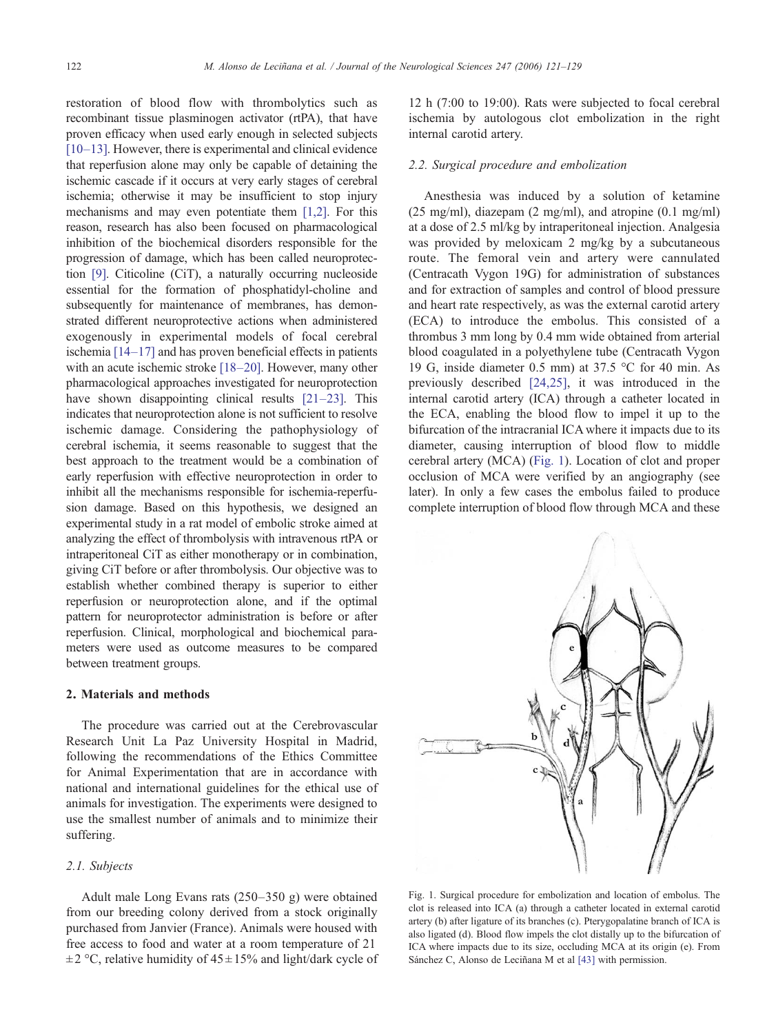restoration of blood flow with thrombolytics such as recombinant tissue plasminogen activator (rtPA), that have proven efficacy when used early enough in selected subjects [10–13]. However, there is experimental and clinical evidence that reperfusion alone may only be capable of detaining the ischemic cascade if it occurs at very early stages of cerebral ischemia; otherwise it may be insufficient to stop injury mechanisms and may even potentiate them [1,2]. For this reason, research has also been focused on pharmacological inhibition of the biochemical disorders responsible for the progression of damage, which has been called neuroprotection [9]. Citicoline (CiT), a naturally occurring nucleoside essential for the formation of phosphatidyl-choline and subsequently for maintenance of membranes, has demonstrated different neuroprotective actions when administered exogenously in experimental models of focal cerebral ischemia [14–17] and has proven beneficial effects in patients with an acute ischemic stroke [18–20]. However, many other pharmacological approaches investigated for neuroprotection have shown disappointing clinical results [21–23]. This indicates that neuroprotection alone is not sufficient to resolve ischemic damage. Considering the pathophysiology of cerebral ischemia, it seems reasonable to suggest that the best approach to the treatment would be a combination of early reperfusion with effective neuroprotection in order to inhibit all the mechanisms responsible for ischemia-reperfusion damage. Based on this hypothesis, we designed an experimental study in a rat model of embolic stroke aimed at analyzing the effect of thrombolysis with intravenous rtPA or intraperitoneal CiT as either monotherapy or in combination, giving CiT before or after thrombolysis. Our objective was to establish whether combined therapy is superior to either reperfusion or neuroprotection alone, and if the optimal pattern for neuroprotector administration is before or after reperfusion. Clinical, morphological and biochemical parameters were used as outcome measures to be compared between treatment groups.

## 2. Materials and methods

The procedure was carried out at the Cerebrovascular Research Unit La Paz University Hospital in Madrid, following the recommendations of the Ethics Committee for Animal Experimentation that are in accordance with national and international guidelines for the ethical use of animals for investigation. The experiments were designed to use the smallest number of animals and to minimize their suffering.

### 2.1. Subjects

Adult male Long Evans rats (250–350 g) were obtained from our breeding colony derived from a stock originally purchased from Janvier (France). Animals were housed with free access to food and water at a room temperature of 21 ±2 °C, relative humidity of 45±15% and light/dark cycle of 12 h (7:00 to 19:00). Rats were subjected to focal cerebral ischemia by autologous clot embolization in the right internal carotid artery.

### 2.2. Surgical procedure and embolization

Anesthesia was induced by a solution of ketamine (25 mg/ml), diazepam (2 mg/ml), and atropine (0.1 mg/ml) at a dose of 2.5 ml/kg by intraperitoneal injection. Analgesia was provided by meloxicam 2 mg/kg by a subcutaneous route. The femoral vein and artery were cannulated (Centracath Vygon 19G) for administration of substances and for extraction of samples and control of blood pressure and heart rate respectively, as was the external carotid artery (ECA) to introduce the embolus. This consisted of a thrombus 3 mm long by 0.4 mm wide obtained from arterial blood coagulated in a polyethylene tube (Centracath Vygon 19 G, inside diameter 0.5 mm) at 37.5 °C for 40 min. As previously described [24,25], it was introduced in the internal carotid artery (ICA) through a catheter located in the ECA, enabling the blood flow to impel it up to the bifurcation of the intracranial ICA where it impacts due to its diameter, causing interruption of blood flow to middle cerebral artery (MCA) (Fig. 1). Location of clot and proper occlusion of MCA were verified by an angiography (see later). In only a few cases the embolus failed to produce complete interruption of blood flow through MCA and these

Fig. 1. Surgical procedure for embolization and location of embolus. The clot is released into ICA (a) through a catheter located in external carotid artery (b) after ligature of its branches (c). Pterygopalatine branch of ICA is also ligated (d). Blood flow impels the clot distally up to the bifurcation of ICA where impacts due to its size, occluding MCA at its origin (e). From Sánchez C, Alonso de Leciñana M et al [43] with permission.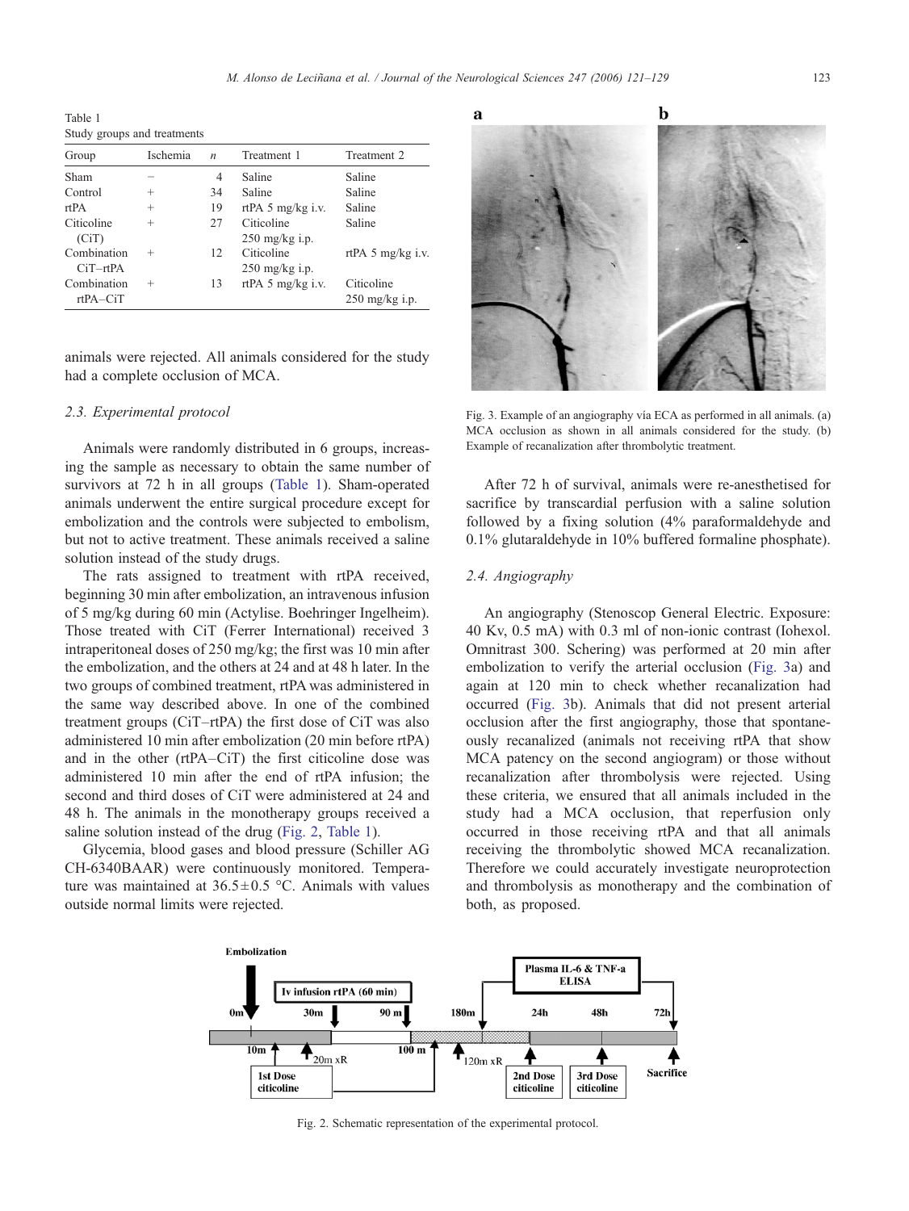Table 1
Study groups and treatments

| Group | Ischemia | n | Treatment 1 | Treatment 2 |
|---|---|---|---|---|
| Sham | − | 4 | Saline | Saline |
| Control | + | 34 | Saline | Saline |
| rtPA | + | 19 | rtPA 5 mg/kg i.v. | Saline |
| Citicoline (CiT) | + | 27 | Citicoline 250 mg/kg i.p. | Saline |
| Combination CiT–rtPA | + | 12 | Citicoline 250 mg/kg i.p. | rtPA 5 mg/kg i.v. |
| Combination rtPA–CiT | + | 13 | rtPA 5 mg/kg i.v. | Citicoline 250 mg/kg i.p. |

animals were rejected. All animals considered for the study had a complete occlusion of MCA.

### 2.3. Experimental protocol

Animals were randomly distributed in 6 groups, increasing the sample as necessary to obtain the same number of survivors at 72 h in all groups (Table 1). Sham-operated animals underwent the entire surgical procedure except for embolization and the controls were subjected to embolism, but not to active treatment. These animals received a saline solution instead of the study drugs.

The rats assigned to treatment with rtPA received, beginning 30 min after embolization, an intravenous infusion of 5 mg/kg during 60 min (Actylise. Boehringer Ingelheim). Those treated with CiT (Ferrer International) received 3 intraperitoneal doses of 250 mg/kg; the first was 10 min after the embolization, and the others at 24 and at 48 h later. In the two groups of combined treatment, rtPA was administered in the same way described above. In one of the combined treatment groups (CiT–rtPA) the first dose of CiT was also administered 10 min after embolization (20 min before rtPA) and in the other (rtPA–CiT) the first citicoline dose was administered 10 min after the end of rtPA infusion; the second and third doses of CiT were administered at 24 and 48 h. The animals in the monotherapy groups received a saline solution instead of the drug (Fig. 2, Table 1).

Glycemia, blood gases and blood pressure (Schiller AG CH-6340BAAR) were continuously monitored. Temperature was maintained at 36.5±0.5 °C. Animals with values outside normal limits were rejected.

Fig. 3. Example of an angiography vía ECA as performed in all animals. (a) MCA occlusion as shown in all animals considered for the study. (b) Example of recanalization after thrombolytic treatment.

After 72 h of survival, animals were re-anesthetised for sacrifice by transcardial perfusion with a saline solution followed by a fixing solution (4% paraformaldehyde and 0.1% glutaraldehyde in 10% buffered formaline phosphate).

### 2.4. Angiography

An angiography (Stenoscop General Electric. Exposure: 40 Kv, 0.5 mA) with 0.3 ml of non-ionic contrast (Iohexol. Omnitrast 300. Schering) was performed at 20 min after embolization to verify the arterial occlusion (Fig. 3a) and again at 120 min to check whether recanalization had occurred (Fig. 3b). Animals that did not present arterial occlusion after the first angiography, those that spontaneously recanalized (animals not receiving rtPA that show MCA patency on the second angiogram) or those without recanalization after thrombolysis were rejected. Using these criteria, we ensured that all animals included in the study had a MCA occlusion, that reperfusion only occurred in those receiving rtPA and that all animals receiving the thrombolytic showed MCA recanalization. Therefore we could accurately investigate neuroprotection and thrombolysis as monotherapy and the combination of both, as proposed.

Fig. 2. Schematic representation of the experimental protocol.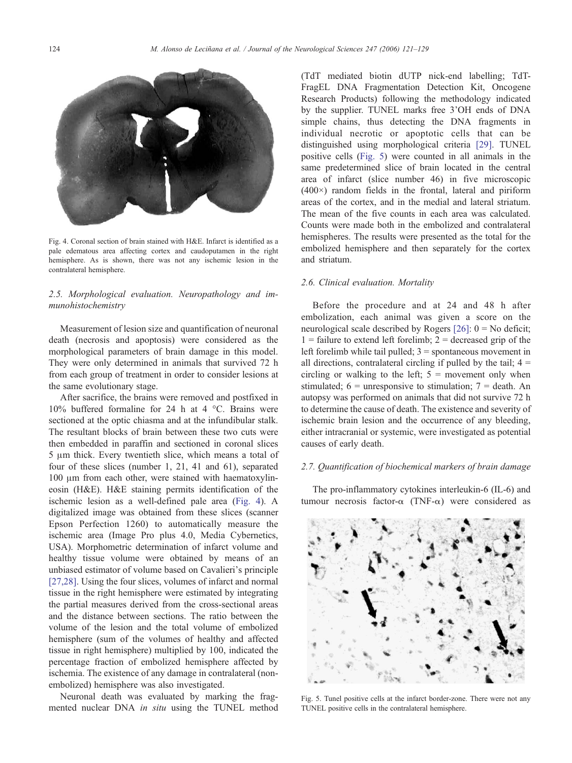Fig. 4. Coronal section of brain stained with H&E. Infarct is identified as a pale edematous area affecting cortex and caudoputamen in the right hemisphere. As is shown, there was not any ischemic lesion in the contralateral hemisphere.

### 2.5. Morphological evaluation. Neuropathology and immunohistochemistry

Measurement of lesion size and quantification of neuronal death (necrosis and apoptosis) were considered as the morphological parameters of brain damage in this model. They were only determined in animals that survived 72 h from each group of treatment in order to consider lesions at the same evolutionary stage.

After sacrifice, the brains were removed and postfixed in 10% buffered formaline for 24 h at 4 °C. Brains were sectioned at the optic chiasma and at the infundibular stalk. The resultant blocks of brain between these two cuts were then embedded in paraffin and sectioned in coronal slices 5 μm thick. Every twentieth slice, which means a total of four of these slices (number 1, 21, 41 and 61), separated 100 μm from each other, were stained with haematoxylin-eosin (H&E). H&E staining permits identification of the ischemic lesion as a well-defined pale area (Fig. 4). A digitalized image was obtained from these slices (scanner Epson Perfection 1260) to automatically measure the ischemic area (Image Pro plus 4.0, Media Cybernetics, USA). Morphometric determination of infarct volume and healthy tissue volume were obtained by means of an unbiased estimator of volume based on Cavalieri's principle [27,28]. Using the four slices, volumes of infarct and normal tissue in the right hemisphere were estimated by integrating the partial measures derived from the cross-sectional areas and the distance between sections. The ratio between the volume of the lesion and the total volume of embolized hemisphere (sum of the volumes of healthy and affected tissue in right hemisphere) multiplied by 100, indicated the percentage fraction of embolized hemisphere affected by ischemia. The existence of any damage in contralateral (non-embolized) hemisphere was also investigated.

Neuronal death was evaluated by marking the fragmented nuclear DNA *in situ* using the TUNEL method (TdT mediated biotin dUTP nick-end labelling; TdT-FragEL DNA Fragmentation Detection Kit, Oncogene Research Products) following the methodology indicated by the supplier. TUNEL marks free 3'OH ends of DNA simple chains, thus detecting the DNA fragments in individual necrotic or apoptotic cells that can be distinguished using morphological criteria [29]. TUNEL positive cells (Fig. 5) were counted in all animals in the same predetermined slice of brain located in the central area of infarct (slice number 46) in five microscopic (400×) random fields in the frontal, lateral and piriform areas of the cortex, and in the medial and lateral striatum. The mean of the five counts in each area was calculated. Counts were made both in the embolized and contralateral hemispheres. The results were presented as the total for the embolized hemisphere and then separately for the cortex and striatum.

### 2.6. Clinical evaluation. Mortality

Before the procedure and at 24 and 48 h after embolization, each animal was given a score on the neurological scale described by Rogers [26]: 0 = No deficit; 1 = failure to extend left forelimb; 2 = decreased grip of the left forelimb while tail pulled; 3 = spontaneous movement in all directions, contralateral circling if pulled by the tail; 4 = circling or walking to the left; 5 = movement only when stimulated; 6 = unresponsive to stimulation; 7 = death. An autopsy was performed on animals that did not survive 72 h to determine the cause of death. The existence and severity of ischemic brain lesion and the occurrence of any bleeding, either intracranial or systemic, were investigated as potential causes of early death.

### 2.7. Quantification of biochemical markers of brain damage

The pro-inflammatory cytokines interleukin-6 (IL-6) and tumour necrosis factor-α (TNF-α) were considered as

Fig. 5. Tunel positive cells at the infarct border-zone. There were not any TUNEL positive cells in the contralateral hemisphere.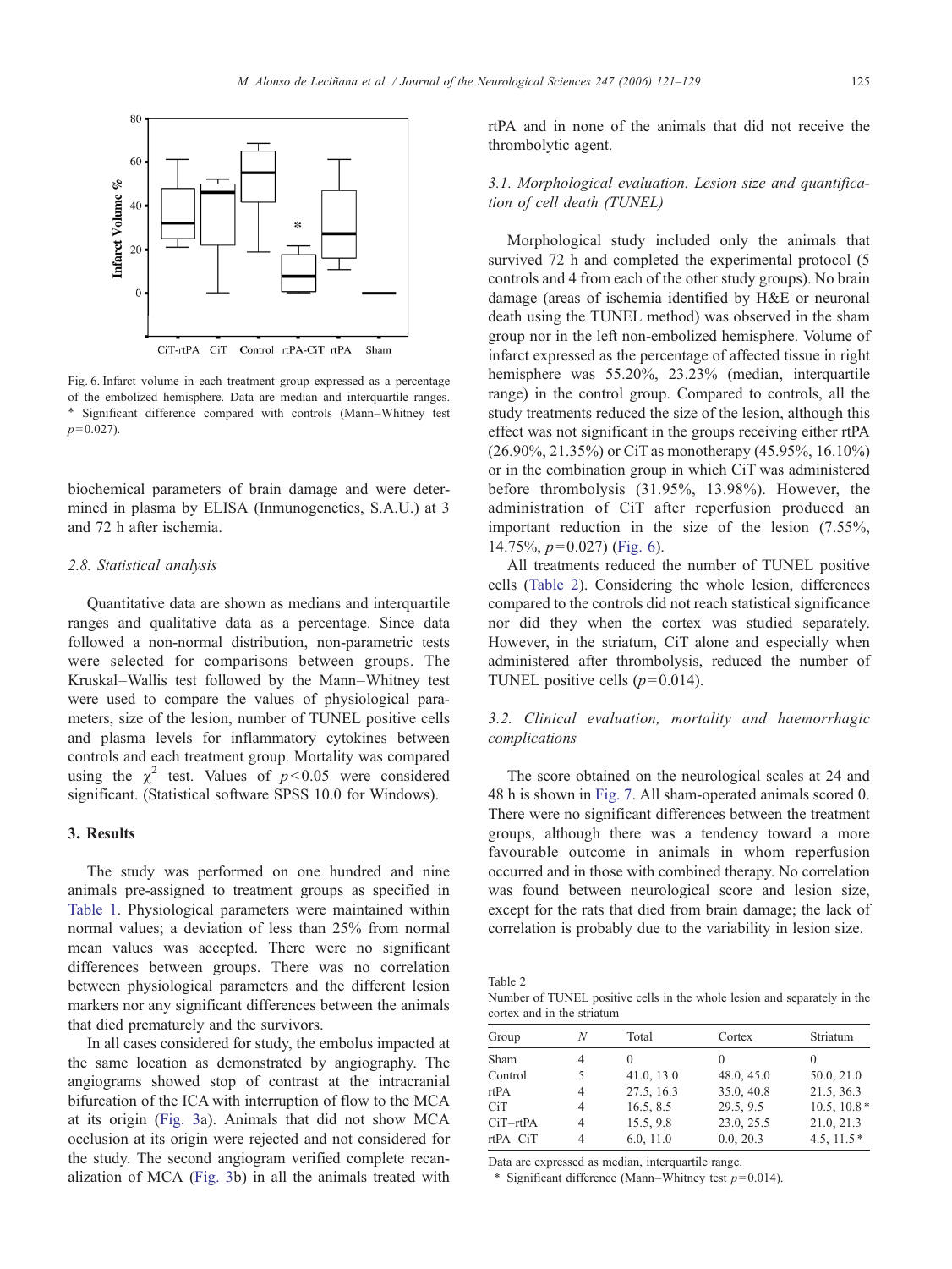Fig. 6. Infarct volume in each treatment group expressed as a percentage of the embolized hemisphere. Data are median and interquartile ranges. * Significant difference compared with controls (Mann–Whitney test $p=0.027$).

biochemical parameters of brain damage and were determined in plasma by ELISA (Inmunogenetics, S.A.U.) at 3 and 72 h after ischemia.

### *2.8. Statistical analysis*

Quantitative data are shown as medians and interquartile ranges and qualitative data as a percentage. Since data followed a non-normal distribution, non-parametric tests were selected for comparisons between groups. The Kruskal–Wallis test followed by the Mann–Whitney test were used to compare the values of physiological parameters, size of the lesion, number of TUNEL positive cells and plasma levels for inflammatory cytokines between controls and each treatment group. Mortality was compared using the $\chi^2$ test. Values of $p<0.05$ were considered significant. (Statistical software SPSS 10.0 for Windows).

## 3. Results

The study was performed on one hundred and nine animals pre-assigned to treatment groups as specified in Table 1. Physiological parameters were maintained within normal values; a deviation of less than 25% from normal mean values was accepted. There were no significant differences between groups. There was no correlation between physiological parameters and the different lesion markers nor any significant differences between the animals that died prematurely and the survivors.

In all cases considered for study, the embolus impacted at the same location as demonstrated by angiography. The angiograms showed stop of contrast at the intracranial bifurcation of the ICA with interruption of flow to the MCA at its origin (Fig. 3a). Animals that did not show MCA occlusion at its origin were rejected and not considered for the study. The second angiogram verified complete recanalization of MCA (Fig. 3b) in all the animals treated with rtPA and in none of the animals that did not receive the thrombolytic agent.

### *3.1. Morphological evaluation. Lesion size and quantification of cell death (TUNEL)*

Morphological study included only the animals that survived 72 h and completed the experimental protocol (5 controls and 4 from each of the other study groups). No brain damage (areas of ischemia identified by H&E or neuronal death using the TUNEL method) was observed in the sham group nor in the left non-embolized hemisphere. Volume of infarct expressed as the percentage of affected tissue in right hemisphere was 55.20%, 23.23% (median, interquartile range) in the control group. Compared to controls, all the study treatments reduced the size of the lesion, although this effect was not significant in the groups receiving either rtPA (26.90%, 21.35%) or CiT as monotherapy (45.95%, 16.10%) or in the combination group in which CiT was administered before thrombolysis (31.95%, 13.98%). However, the administration of CiT after reperfusion produced an important reduction in the size of the lesion (7.55%, 14.75%, $p=0.027$) (Fig. 6).

All treatments reduced the number of TUNEL positive cells (Table 2). Considering the whole lesion, differences compared to the controls did not reach statistical significance nor did they when the cortex was studied separately. However, in the striatum, CiT alone and especially when administered after thrombolysis, reduced the number of TUNEL positive cells ($p=0.014$).

### *3.2. Clinical evaluation, mortality and haemorrhagic complications*

The score obtained on the neurological scales at 24 and 48 h is shown in Fig. 7. All sham-operated animals scored 0. There were no significant differences between the treatment groups, although there was a tendency toward a more favourable outcome in animals in whom reperfusion occurred and in those with combined therapy. No correlation was found between neurological score and lesion size, except for the rats that died from brain damage; the lack of correlation is probably due to the variability in lesion size.

Table 2
Number of TUNEL positive cells in the whole lesion and separately in the cortex and in the striatum

| Group | *N* | Total | Cortex | Striatum |
|---|---|---|---|---|
| Sham | 4 | 0 | 0 | 0 |
| Control | 5 | 41.0, 13.0 | 48.0, 45.0 | 50.0, 21.0 |
| rtPA | 4 | 27.5, 16.3 | 35.0, 40.8 | 21.5, 36.3 |
| CiT | 4 | 16.5, 8.5 | 29.5, 9.5 | 10.5, 10.8 * |
| CiT–rtPA | 4 | 15.5, 9.8 | 23.0, 25.5 | 21.0, 21.3 |
| rtPA–CiT | 4 | 6.0, 11.0 | 0.0, 20.3 | 4.5, 11.5 * |

Data are expressed as median, interquartile range.
* Significant difference (Mann–Whitney test $p=0.014$).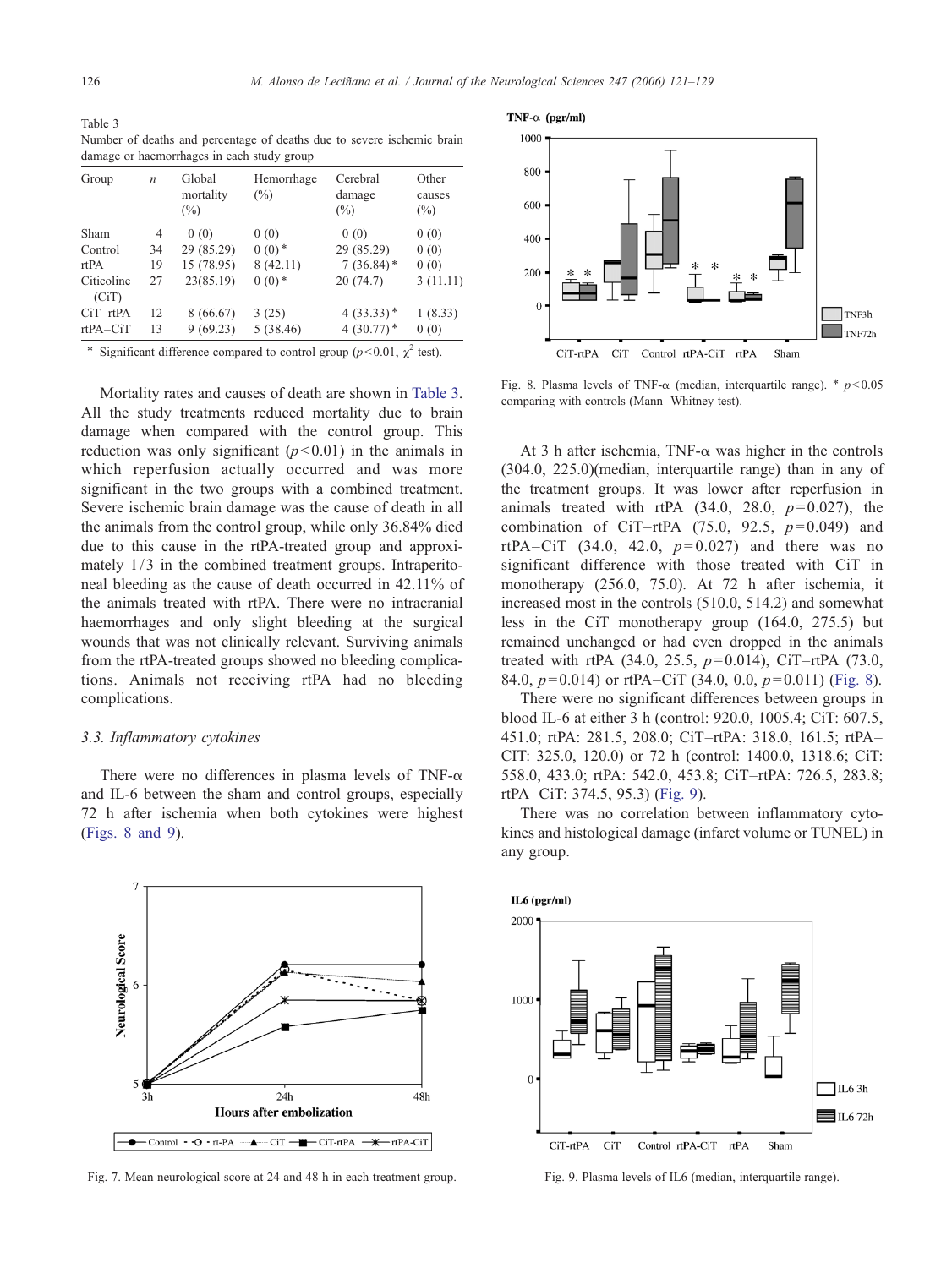Table 3
Number of deaths and percentage of deaths due to severe ischemic brain damage or haemorrhages in each study group

| Group | $n$ | Global mortality (%) | Hemorrhage (%) | Cerebral damage (%) | Other causes (%) |
|---|---|---|---|---|---|
| Sham | 4 | 0 (0) | 0 (0) | 0 (0) | 0 (0) |
| Control | 34 | 29 (85.29) | 0 (0)* | 29 (85.29) | 0 (0) |
| rtPA | 19 | 15 (78.95) | 8 (42.11) | 7 (36.84)* | 0 (0) |
| Citicoline (CiT) | 27 | 23(85.19) | 0 (0)* | 20 (74.7) | 3 (11.11) |
| CiT–rtPA | 12 | 8 (66.67) | 3 (25) | 4 (33.33)* | 1 (8.33) |
| rtPA–CiT | 13 | 9 (69.23) | 5 (38.46) | 4 (30.77)* | 0 (0) |

* Significant difference compared to control group ($p<0.01$, $\chi^2$ test).

Mortality rates and causes of death are shown in Table 3. All the study treatments reduced mortality due to brain damage when compared with the control group. This reduction was only significant ($p<0.01$) in the animals in which reperfusion actually occurred and was more significant in the two groups with a combined treatment. Severe ischemic brain damage was the cause of death in all the animals from the control group, while only 36.84% died due to this cause in the rtPA-treated group and approximately 1/3 in the combined treatment groups. Intraperitoneal bleeding as the cause of death occurred in 42.11% of the animals treated with rtPA. There were no intracranial haemorrhages and only slight bleeding at the surgical wounds that was not clinically relevant. Surviving animals from the rtPA-treated groups showed no bleeding complications. Animals not receiving rtPA had no bleeding complications.

### 3.3. Inflammatory cytokines

There were no differences in plasma levels of TNF-α and IL-6 between the sham and control groups, especially 72 h after ischemia when both cytokines were highest (Figs. 8 and 9).

Fig. 7. Mean neurological score at 24 and 48 h in each treatment group.

Fig. 8. Plasma levels of TNF-α (median, interquartile range). * $p<0.05$ comparing with controls (Mann–Whitney test).

At 3 h after ischemia, TNF-α was higher in the controls (304.0, 225.0)(median, interquartile range) than in any of the treatment groups. It was lower after reperfusion in animals treated with rtPA (34.0, 28.0, $p=0.027$), the combination of CiT–rtPA (75.0, 92.5, $p=0.049$) and rtPA–CiT (34.0, 42.0, $p=0.027$) and there was no significant difference with those treated with CiT in monotherapy (256.0, 75.0). At 72 h after ischemia, it increased most in the controls (510.0, 514.2) and somewhat less in the CiT monotherapy group (164.0, 275.5) but remained unchanged or had even dropped in the animals treated with rtPA (34.0, 25.5, $p=0.014$), CiT–rtPA (73.0, 84.0, $p=0.014$) or rtPA–CiT (34.0, 0.0, $p=0.011$) (Fig. 8).

There were no significant differences between groups in blood IL-6 at either 3 h (control: 920.0, 1005.4; CiT: 607.5, 451.0; rtPA: 281.5, 208.0; CiT–rtPA: 318.0, 161.5; rtPA–CIT: 325.0, 120.0) or 72 h (control: 1400.0, 1318.6; CiT: 558.0, 433.0; rtPA: 542.0, 453.8; CiT–rtPA: 726.5, 283.8; rtPA–CiT: 374.5, 95.3) (Fig. 9).

There was no correlation between inflammatory cytokines and histological damage (infarct volume or TUNEL) in any group.

Fig. 9. Plasma levels of IL6 (median, interquartile range).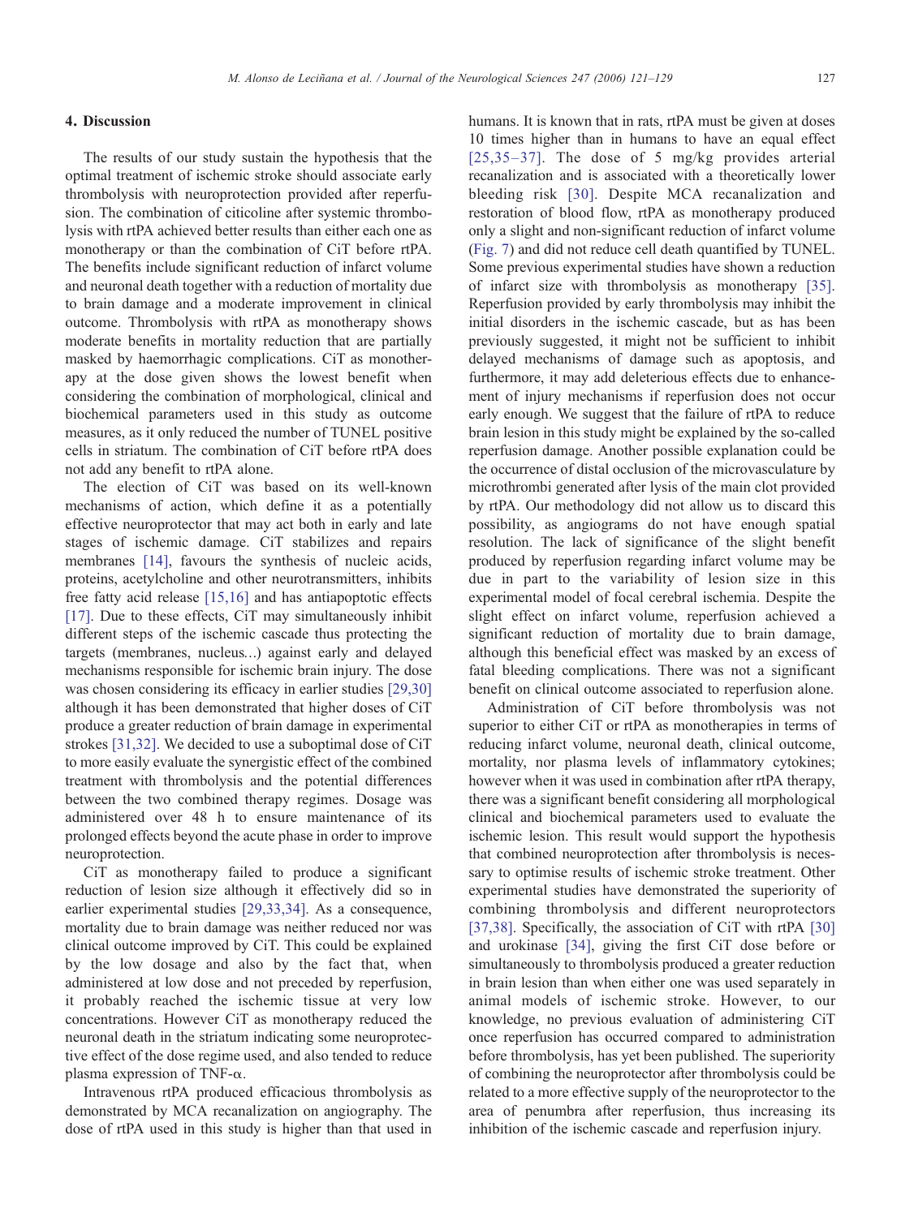## 4. Discussion

The results of our study sustain the hypothesis that the optimal treatment of ischemic stroke should associate early thrombolysis with neuroprotection provided after reperfusion. The combination of citicoline after systemic thrombolysis with rtPA achieved better results than either each one as monotherapy or than the combination of CiT before rtPA. The benefits include significant reduction of infarct volume and neuronal death together with a reduction of mortality due to brain damage and a moderate improvement in clinical outcome. Thrombolysis with rtPA as monotherapy shows moderate benefits in mortality reduction that are partially masked by haemorrhagic complications. CiT as monotherapy at the dose given shows the lowest benefit when considering the combination of morphological, clinical and biochemical parameters used in this study as outcome measures, as it only reduced the number of TUNEL positive cells in striatum. The combination of CiT before rtPA does not add any benefit to rtPA alone.

The election of CiT was based on its well-known mechanisms of action, which define it as a potentially effective neuroprotector that may act both in early and late stages of ischemic damage. CiT stabilizes and repairs membranes [14], favours the synthesis of nucleic acids, proteins, acetylcholine and other neurotransmitters, inhibits free fatty acid release [15,16] and has antiapoptotic effects [17]. Due to these effects, CiT may simultaneously inhibit different steps of the ischemic cascade thus protecting the targets (membranes, nucleus...) against early and delayed mechanisms responsible for ischemic brain injury. The dose was chosen considering its efficacy in earlier studies [29,30] although it has been demonstrated that higher doses of CiT produce a greater reduction of brain damage in experimental strokes [31,32]. We decided to use a suboptimal dose of CiT to more easily evaluate the synergistic effect of the combined treatment with thrombolysis and the potential differences between the two combined therapy regimes. Dosage was administered over 48 h to ensure maintenance of its prolonged effects beyond the acute phase in order to improve neuroprotection.

CiT as monotherapy failed to produce a significant reduction of lesion size although it effectively did so in earlier experimental studies [29,33,34]. As a consequence, mortality due to brain damage was neither reduced nor was clinical outcome improved by CiT. This could be explained by the low dosage and also by the fact that, when administered at low dose and not preceded by reperfusion, it probably reached the ischemic tissue at very low concentrations. However CiT as monotherapy reduced the neuronal death in the striatum indicating some neuroprotective effect of the dose regime used, and also tended to reduce plasma expression of TNF-$\alpha$.

Intravenous rtPA produced efficacious thrombolysis as demonstrated by MCA recanalization on angiography. The dose of rtPA used in this study is higher than that used in humans. It is known that in rats, rtPA must be given at doses 10 times higher than in humans to have an equal effect [25,35–37]. The dose of 5 mg/kg provides arterial recanalization and is associated with a theoretically lower bleeding risk [30]. Despite MCA recanalization and restoration of blood flow, rtPA as monotherapy produced only a slight and non-significant reduction of infarct volume (Fig. 7) and did not reduce cell death quantified by TUNEL. Some previous experimental studies have shown a reduction of infarct size with thrombolysis as monotherapy [35]. Reperfusion provided by early thrombolysis may inhibit the initial disorders in the ischemic cascade, but as has been previously suggested, it might not be sufficient to inhibit delayed mechanisms of damage such as apoptosis, and furthermore, it may add deleterious effects due to enhancement of injury mechanisms if reperfusion does not occur early enough. We suggest that the failure of rtPA to reduce brain lesion in this study might be explained by the so-called reperfusion damage. Another possible explanation could be the occurrence of distal occlusion of the microvasculature by microthrombi generated after lysis of the main clot provided by rtPA. Our methodology did not allow us to discard this possibility, as angiograms do not have enough spatial resolution. The lack of significance of the slight benefit produced by reperfusion regarding infarct volume may be due in part to the variability of lesion size in this experimental model of focal cerebral ischemia. Despite the slight effect on infarct volume, reperfusion achieved a significant reduction of mortality due to brain damage, although this beneficial effect was masked by an excess of fatal bleeding complications. There was not a significant benefit on clinical outcome associated to reperfusion alone.

Administration of CiT before thrombolysis was not superior to either CiT or rtPA as monotherapies in terms of reducing infarct volume, neuronal death, clinical outcome, mortality, nor plasma levels of inflammatory cytokines; however when it was used in combination after rtPA therapy, there was a significant benefit considering all morphological clinical and biochemical parameters used to evaluate the ischemic lesion. This result would support the hypothesis that combined neuroprotection after thrombolysis is necessary to optimise results of ischemic stroke treatment. Other experimental studies have demonstrated the superiority of combining thrombolysis and different neuroprotectors [37,38]. Specifically, the association of CiT with rtPA [30] and urokinase [34], giving the first CiT dose before or simultaneously to thrombolysis produced a greater reduction in brain lesion than when either one was used separately in animal models of ischemic stroke. However, to our knowledge, no previous evaluation of administering CiT once reperfusion has occurred compared to administration before thrombolysis, has yet been published. The superiority of combining the neuroprotector after thrombolysis could be related to a more effective supply of the neuroprotector to the area of penumbra after reperfusion, thus increasing its inhibition of the ischemic cascade and reperfusion injury.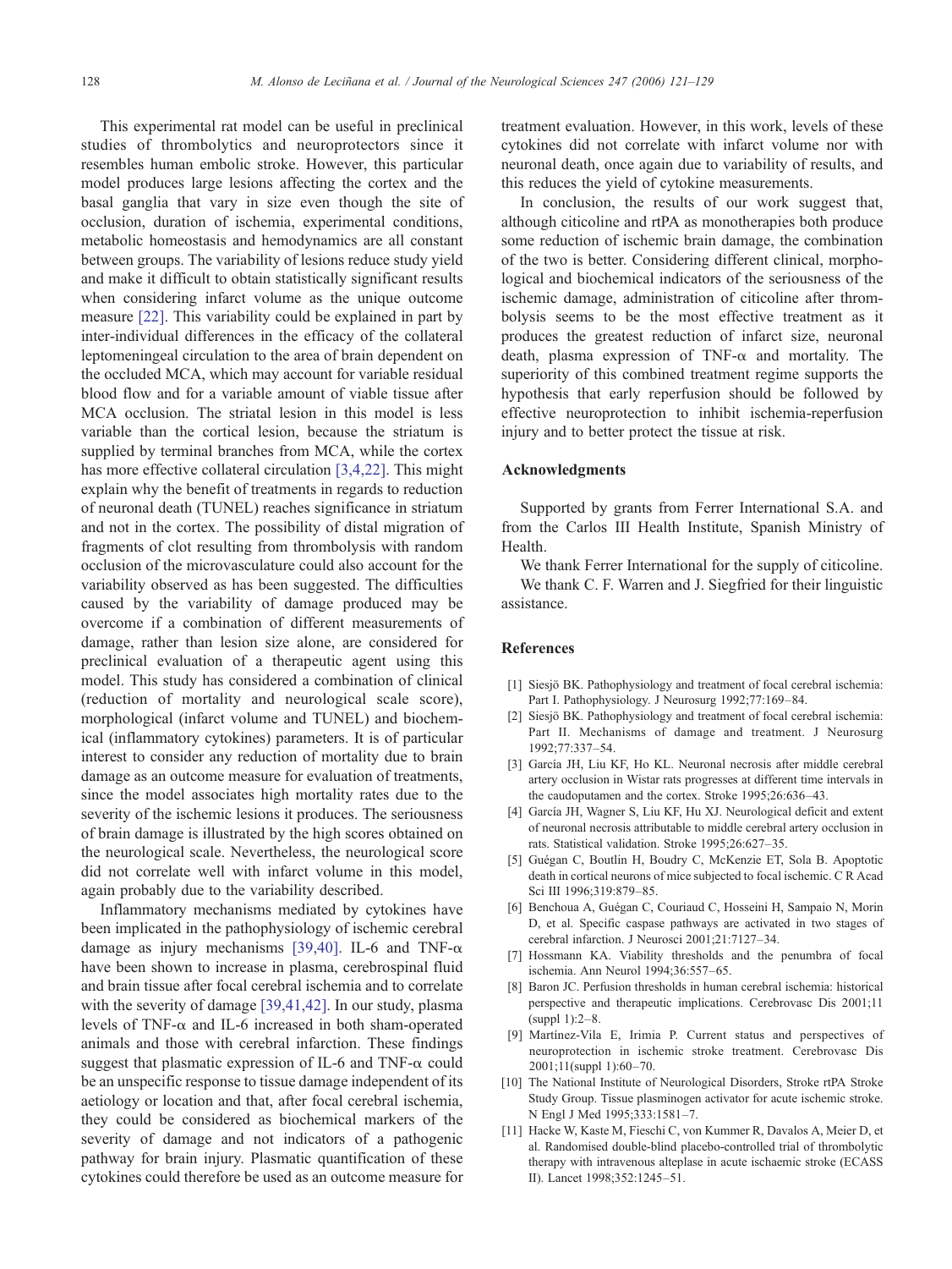This experimental rat model can be useful in preclinical studies of thrombolytics and neuroprotectors since it resembles human embolic stroke. However, this particular model produces large lesions affecting the cortex and the basal ganglia that vary in size even though the site of occlusion, duration of ischemia, experimental conditions, metabolic homeostasis and hemodynamics are all constant between groups. The variability of lesions reduce study yield and make it difficult to obtain statistically significant results when considering infarct volume as the unique outcome measure [22]. This variability could be explained in part by inter-individual differences in the efficacy of the collateral leptomeningeal circulation to the area of brain dependent on the occluded MCA, which may account for variable residual blood flow and for a variable amount of viable tissue after MCA occlusion. The striatal lesion in this model is less variable than the cortical lesion, because the striatum is supplied by terminal branches from MCA, while the cortex has more effective collateral circulation [3,4,22]. This might explain why the benefit of treatments in regards to reduction of neuronal death (TUNEL) reaches significance in striatum and not in the cortex. The possibility of distal migration of fragments of clot resulting from thrombolysis with random occlusion of the microvasculature could also account for the variability observed as has been suggested. The difficulties caused by the variability of damage produced may be overcome if a combination of different measurements of damage, rather than lesion size alone, are considered for preclinical evaluation of a therapeutic agent using this model. This study has considered a combination of clinical (reduction of mortality and neurological scale score), morphological (infarct volume and TUNEL) and biochemical (inflammatory cytokines) parameters. It is of particular interest to consider any reduction of mortality due to brain damage as an outcome measure for evaluation of treatments, since the model associates high mortality rates due to the severity of the ischemic lesions it produces. The seriousness of brain damage is illustrated by the high scores obtained on the neurological scale. Nevertheless, the neurological score did not correlate well with infarct volume in this model, again probably due to the variability described.

Inflammatory mechanisms mediated by cytokines have been implicated in the pathophysiology of ischemic cerebral damage as injury mechanisms [39,40]. IL-6 and TNF-$\alpha$ have been shown to increase in plasma, cerebrospinal fluid and brain tissue after focal cerebral ischemia and to correlate with the severity of damage [39,41,42]. In our study, plasma levels of TNF-$\alpha$ and IL-6 increased in both sham-operated animals and those with cerebral infarction. These findings suggest that plasmatic expression of IL-6 and TNF-$\alpha$ could be an unspecific response to tissue damage independent of its aetiology or location and that, after focal cerebral ischemia, they could be considered as biochemical markers of the severity of damage and not indicators of a pathogenic pathway for brain injury. Plasmatic quantification of these cytokines could therefore be used as an outcome measure for treatment evaluation. However, in this work, levels of these cytokines did not correlate with infarct volume nor with neuronal death, once again due to variability of results, and this reduces the yield of cytokine measurements.

In conclusion, the results of our work suggest that, although citicoline and rtPA as monotherapies both produce some reduction of ischemic brain damage, the combination of the two is better. Considering different clinical, morphological and biochemical indicators of the seriousness of the ischemic damage, administration of citicoline after thrombolysis seems to be the most effective treatment as it produces the greatest reduction of infarct size, neuronal death, plasma expression of TNF-$\alpha$ and mortality. The superiority of this combined treatment regime supports the hypothesis that early reperfusion should be followed by effective neuroprotection to inhibit ischemia-reperfusion injury and to better protect the tissue at risk.

## Acknowledgments

Supported by grants from Ferrer International S.A. and from the Carlos III Health Institute, Spanish Ministry of Health.

We thank Ferrer International for the supply of citicoline.

We thank C. F. Warren and J. Siegfried for their linguistic assistance.

## References

[1] Siesjö BK. Pathophysiology and treatment of focal cerebral ischemia: Part I. Pathophysiology. J Neurosurg 1992;77:169–84.

[2] Siesjö BK. Pathophysiology and treatment of focal cerebral ischemia: Part II. Mechanisms of damage and treatment. J Neurosurg 1992;77:337–54.

[3] García JH, Liu KF, Ho KL. Neuronal necrosis after middle cerebral artery occlusion in Wistar rats progresses at different time intervals in the caudoputamen and the cortex. Stroke 1995;26:636–43.

[4] García JH, Wagner S, Liu KF, Hu XJ. Neurological deficit and extent of neuronal necrosis attributable to middle cerebral artery occlusion in rats. Statistical validation. Stroke 1995;26:627–35.

[5] Guégan C, Boutlin H, Boudry C, McKenzie ET, Sola B. Apoptotic death in cortical neurons of mice subjected to focal ischemic. C R Acad Sci III 1996;319:879–85.

[6] Benchoua A, Guégan C, Couriaud C, Hosseini H, Sampaio N, Morin D, et al. Specific caspase pathways are activated in two stages of cerebral infarction. J Neurosci 2001;21:7127–34.

[7] Hossmann KA. Viability thresholds and the penumbra of focal ischemia. Ann Neurol 1994;36:557–65.

[8] Baron JC. Perfusion thresholds in human cerebral ischemia: historical perspective and therapeutic implications. Cerebrovasc Dis 2001;11 (suppl 1):2–8.

[9] Martínez-Vila E, Irimia P. Current status and perspectives of neuroprotection in ischemic stroke treatment. Cerebrovasc Dis 2001;11(suppl 1):60–70.

[10] The National Institute of Neurological Disorders, Stroke rtPA Stroke Study Group. Tissue plasminogen activator for acute ischemic stroke. N Engl J Med 1995;333:1581–7.

[11] Hacke W, Kaste M, Fieschi C, von Kummer R, Davalos A, Meier D, et al. Randomised double-blind placebo-controlled trial of thrombolytic therapy with intravenous alteplase in acute ischaemic stroke (ECASS II). Lancet 1998;352:1245–51.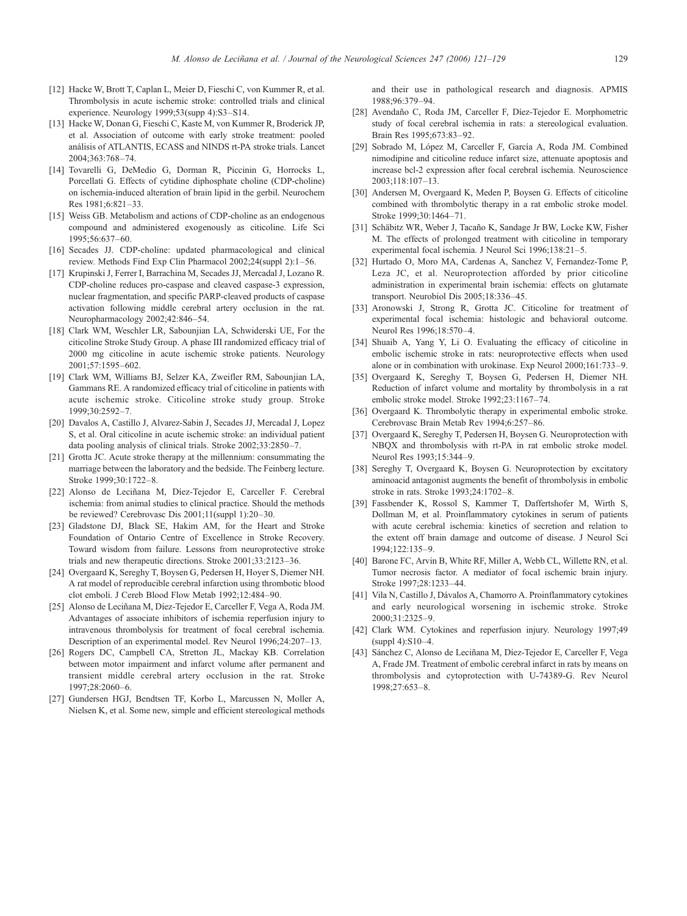[12] Hacke W, Brott T, Caplan L, Meier D, Fieschi C, von Kummer R, et al. Thrombolysis in acute ischemic stroke: controlled trials and clinical experience. Neurology 1999;53(supp 4):S3–S14.

[13] Hacke W, Donan G, Fieschi C, Kaste M, von Kummer R, Broderick JP, et al. Association of outcome with early stroke treatment: pooled análisis of ATLANTIS, ECASS and NINDS rt-PA stroke trials. Lancet 2004;363:768–74.

[14] Tovarelli G, DeMedio G, Dorman R, Piccinin G, Horrocks L, Porcellati G. Effects of cytidine diphosphate choline (CDP-choline) on ischemia-induced alteration of brain lipid in the gerbil. Neurochem Res 1981;6:821–33.

[15] Weiss GB. Metabolism and actions of CDP-choline as an endogenous compound and administered exogenously as citicoline. Life Sci 1995;56:637–60.

[16] Secades JJ. CDP-choline: updated pharmacological and clinical review. Methods Find Exp Clin Pharmacol 2002;24(suppl 2):1–56.

[17] Krupinski J, Ferrer I, Barrachina M, Secades JJ, Mercadal J, Lozano R. CDP-choline reduces pro-caspase and cleaved caspase-3 expression, nuclear fragmentation, and specific PARP-cleaved products of caspase activation following middle cerebral artery occlusion in the rat. Neuropharmacology 2002;42:846–54.

[18] Clark WM, Weschler LR, Sabounjian LA, Schwiderski UE, For the citicoline Stroke Study Group. A phase III randomized efficacy trial of 2000 mg citicoline in acute ischemic stroke patients. Neurology 2001;57:1595–602.

[19] Clark WM, Williams BJ, Selzer KA, Zweifler RM, Sabounjian LA, Gammans RE. A randomized efficacy trial of citicoline in patients with acute ischemic stroke. Citicoline stroke study group. Stroke 1999;30:2592–7.

[20] Davalos A, Castillo J, Alvarez-Sabin J, Secades JJ, Mercadal J, Lopez S, et al. Oral citicoline in acute ischemic stroke: an individual patient data pooling analysis of clinical trials. Stroke 2002;33:2850–7.

[21] Grotta JC. Acute stroke therapy at the millennium: consummating the marriage between the laboratory and the bedside. The Feinberg lecture. Stroke 1999;30:1722–8.

[22] Alonso de Leciñana M, Díez-Tejedor E, Carceller F. Cerebral ischemia: from animal studies to clinical practice. Should the methods be reviewed? Cerebrovasc Dis 2001;11(suppl 1):20–30.

[23] Gladstone DJ, Black SE, Hakim AM, for the Heart and Stroke Foundation of Ontario Centre of Excellence in Stroke Recovery. Toward wisdom from failure. Lessons from neuroprotective stroke trials and new therapeutic directions. Stroke 2001;33:2123–36.

[24] Overgaard K, Sereghy T, Boysen G, Pedersen H, Hoyer S, Diemer NH. A rat model of reproducible cerebral infarction using thrombotic blood clot emboli. J Cereb Blood Flow Metab 1992;12:484–90.

[25] Alonso de Leciñana M, Díez-Tejedor E, Carceller F, Vega A, Roda JM. Advantages of associate inhibitors of ischemia reperfusion injury to intravenous thrombolysis for treatment of focal cerebral ischemia. Description of an experimental model. Rev Neurol 1996;24:207–13.

[26] Rogers DC, Campbell CA, Stretton JL, Mackay KB. Correlation between motor impairment and infarct volume after permanent and transient middle cerebral artery occlusion in the rat. Stroke 1997;28:2060–6.

[27] Gundersen HGJ, Bendtsen TF, Korbo L, Marcussen N, Moller A, Nielsen K, et al. Some new, simple and efficient stereological methods and their use in pathological research and diagnosis. APMIS 1988;96:379–94.

[28] Avendaño C, Roda JM, Carceller F, Díez-Tejedor E. Morphometric study of focal cerebral ischemia in rats: a stereological evaluation. Brain Res 1995;673:83–92.

[29] Sobrado M, López M, Carceller F, García A, Roda JM. Combined nimodipine and citicoline reduce infarct size, attenuate apoptosis and increase bcl-2 expression after focal cerebral ischemia. Neuroscience 2003;118:107–13.

[30] Andersen M, Overgaard K, Meden P, Boysen G. Effects of citicoline combined with thrombolytic therapy in a rat embolic stroke model. Stroke 1999;30:1464–71.

[31] Schäbitz WR, Weber J, Tacaño K, Sandage Jr BW, Locke KW, Fisher M. The effects of prolonged treatment with citicoline in temporary experimental focal ischemia. J Neurol Sci 1996;138:21–5.

[32] Hurtado O, Moro MA, Cardenas A, Sanchez V, Fernandez-Tome P, Leza JC, et al. Neuroprotection afforded by prior citicoline administration in experimental brain ischemia: effects on glutamate transport. Neurobiol Dis 2005;18:336–45.

[33] Aronowski J, Strong R, Grotta JC. Citicoline for treatment of experimental focal ischemia: histologic and behavioral outcome. Neurol Res 1996;18:570–4.

[34] Shuaib A, Yang Y, Li O. Evaluating the efficacy of citicoline in embolic ischemic stroke in rats: neuroprotective effects when used alone or in combination with urokinase. Exp Neurol 2000;161:733–9.

[35] Overgaard K, Sereghy T, Boysen G, Pedersen H, Diemer NH. Reduction of infarct volume and mortality by thrombolysis in a rat embolic stroke model. Stroke 1992;23:1167–74.

[36] Overgaard K. Thrombolytic therapy in experimental embolic stroke. Cerebrovasc Brain Metab Rev 1994;6:257–86.

[37] Overgaard K, Sereghy T, Pedersen H, Boysen G. Neuroprotection with NBQX and thrombolysis with rt-PA in rat embolic stroke model. Neurol Res 1993;15:344–9.

[38] Sereghy T, Overgaard K, Boysen G. Neuroprotection by excitatory aminoacid antagonist augments the benefit of thrombolysis in embolic stroke in rats. Stroke 1993;24:1702–8.

[39] Fassbender K, Rossol S, Kammer T, Daffertshofer M, Wirth S, Dollman M, et al. Proinflammatory cytokines in serum of patients with acute cerebral ischemia: kinetics of secretion and relation to the extent off brain damage and outcome of disease. J Neurol Sci 1994;122:135–9.

[40] Barone FC, Arvin B, White RF, Miller A, Webb CL, Willette RN, et al. Tumor necrosis factor. A mediator of focal ischemic brain injury. Stroke 1997;28:1233–44.

[41] Vila N, Castillo J, Dávalos A, Chamorro A. Proinflammatory cytokines and early neurological worsening in ischemic stroke. Stroke 2000;31:2325–9.

[42] Clark WM. Cytokines and reperfusion injury. Neurology 1997;49 (suppl 4):S10–4.

[43] Sánchez C, Alonso de Leciñana M, Díez-Tejedor E, Carceller F, Vega A, Frade JM. Treatment of embolic cerebral infarct in rats by means on thrombolysis and cytoprotection with U-74389-G. Rev Neurol 1998;27:653–8.